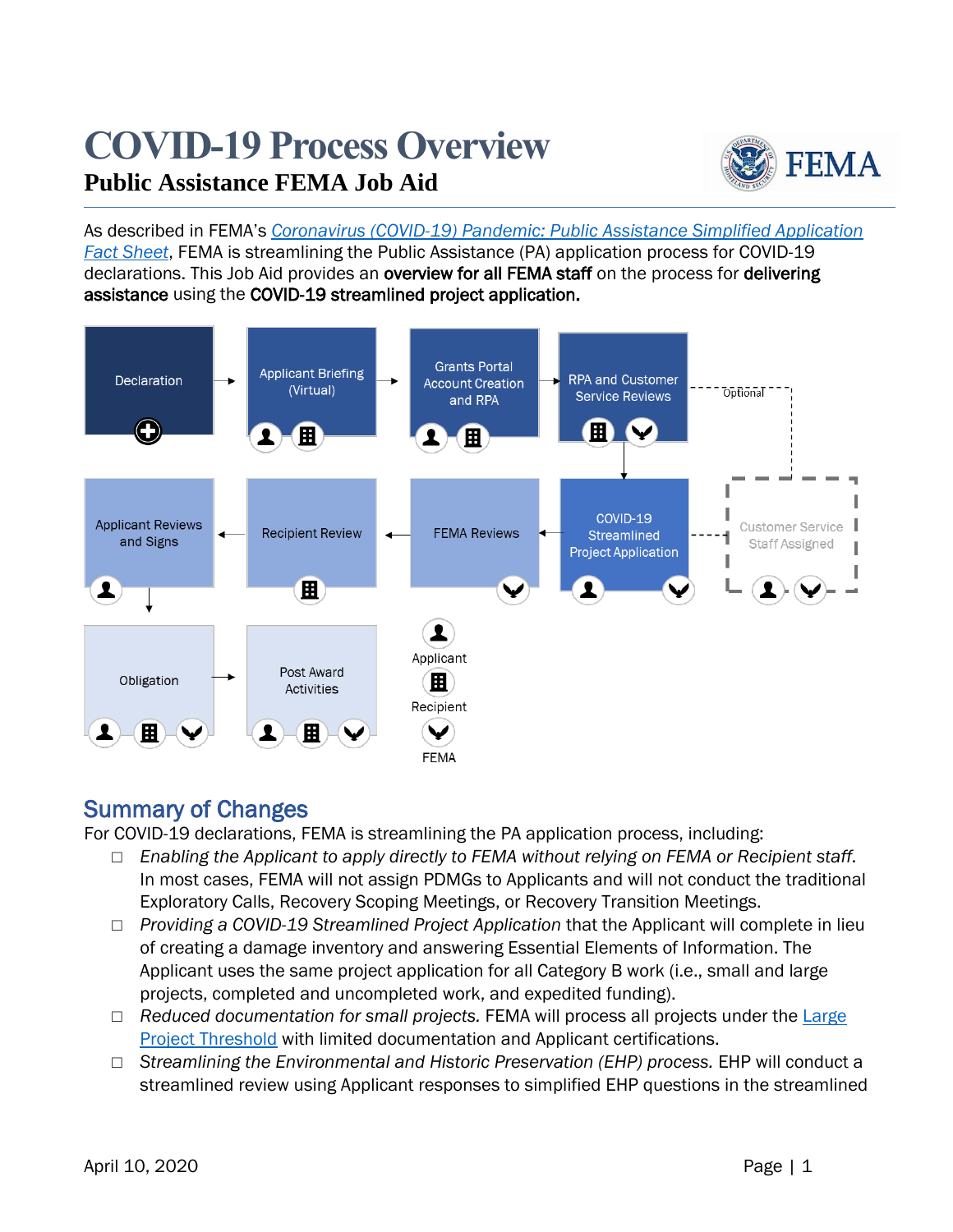# COVID-19 Process Overview

## Public Assistance FEMA Job Aid

As described in FEMA's *Coronavirus (COVID-19) Pandemic: Public Assistance Simplified Application Fact Sheet*, FEMA is streamlining the Public Assistance (PA) application process for COVID-19 declarations. This Job Aid provides an **overview for all FEMA staff** on the process for **delivering assistance** using the **COVID-19 streamlined project application.**

Declaration → Applicant Briefing (Virtual) → Grants Portal Account Creation and RPA → RPA and Customer Service Reviews → COVID-19 Streamlined Project Application → FEMA Reviews → Recipient Review → Applicant Reviews and Signs → Obligation → Post Award Activities

Optional: Customer Service Staff Assigned

Applicant

Recipient

FEMA

## Summary of Changes

For COVID-19 declarations, FEMA is streamlining the PA application process, including:

- *Enabling the Applicant to apply directly to FEMA without relying on FEMA or Recipient staff.* In most cases, FEMA will not assign PDMGs to Applicants and will not conduct the traditional Exploratory Calls, Recovery Scoping Meetings, or Recovery Transition Meetings.
- *Providing a COVID-19 Streamlined Project Application* that the Applicant will complete in lieu of creating a damage inventory and answering Essential Elements of Information. The Applicant uses the same project application for all Category B work (i.e., small and large projects, completed and uncompleted work, and expedited funding).
- *Reduced documentation for small projects.* FEMA will process all projects under the Large Project Threshold with limited documentation and Applicant certifications.
- *Streamlining the Environmental and Historic Preservation (EHP) process.* EHP will conduct a streamlined review using Applicant responses to simplified EHP questions in the streamlined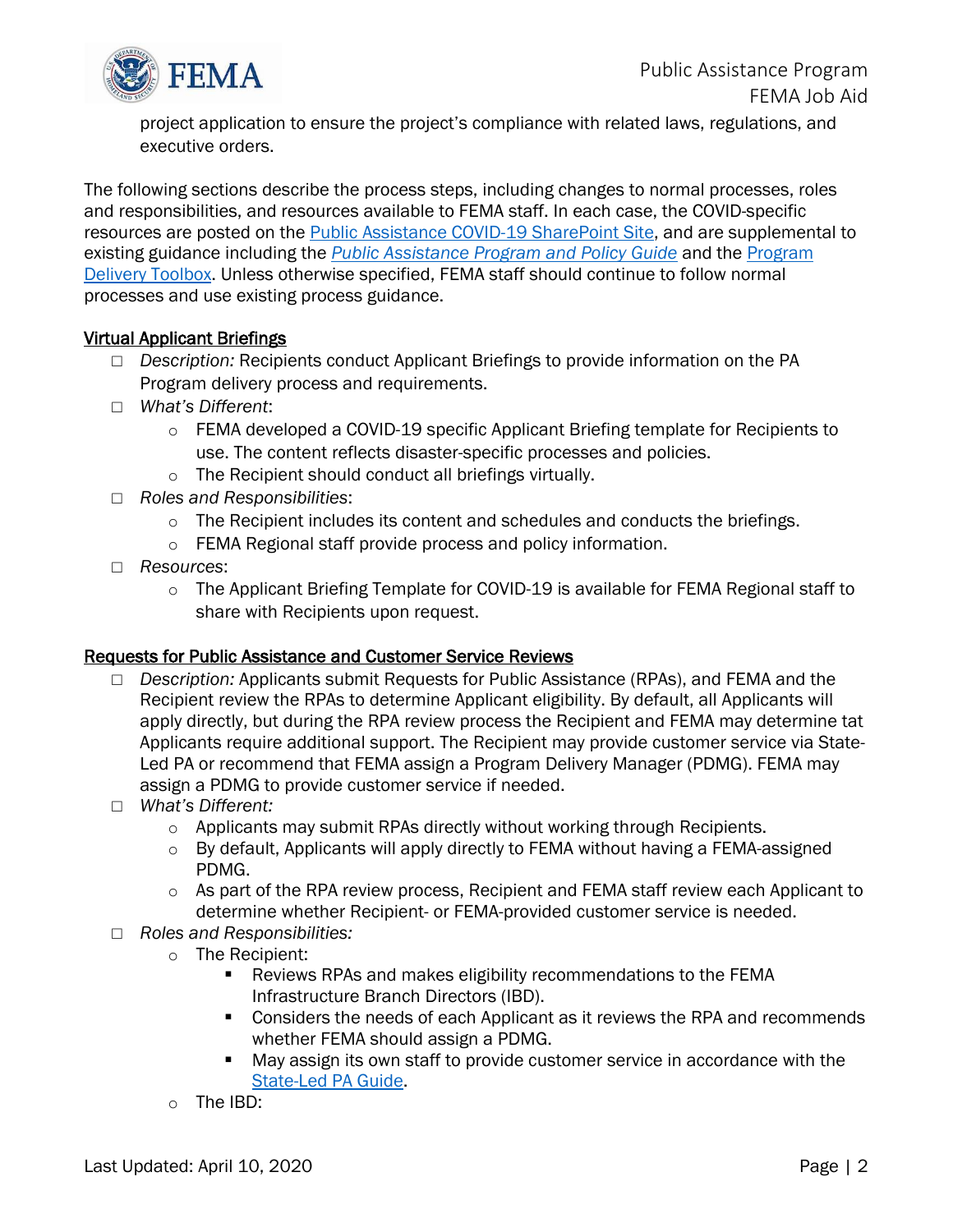project application to ensure the project's compliance with related laws, regulations, and executive orders.

The following sections describe the process steps, including changes to normal processes, roles and responsibilities, and resources available to FEMA staff. In each case, the COVID-specific resources are posted on the Public Assistance COVID-19 SharePoint Site, and are supplemental to existing guidance including the *Public Assistance Program and Policy Guide* and the Program Delivery Toolbox. Unless otherwise specified, FEMA staff should continue to follow normal processes and use existing process guidance.

## Virtual Applicant Briefings

- *Description:* Recipients conduct Applicant Briefings to provide information on the PA Program delivery process and requirements.
- *What's Different*:
  - FEMA developed a COVID-19 specific Applicant Briefing template for Recipients to use. The content reflects disaster-specific processes and policies.
  - The Recipient should conduct all briefings virtually.
- *Roles and Responsibilities*:
  - The Recipient includes its content and schedules and conducts the briefings.
  - FEMA Regional staff provide process and policy information.
- *Resources*:
  - The Applicant Briefing Template for COVID-19 is available for FEMA Regional staff to share with Recipients upon request.

## Requests for Public Assistance and Customer Service Reviews

- *Description:* Applicants submit Requests for Public Assistance (RPAs), and FEMA and the Recipient review the RPAs to determine Applicant eligibility. By default, all Applicants will apply directly, but during the RPA review process the Recipient and FEMA may determine tat Applicants require additional support. The Recipient may provide customer service via State-Led PA or recommend that FEMA assign a Program Delivery Manager (PDMG). FEMA may assign a PDMG to provide customer service if needed.
- *What's Different:*
  - Applicants may submit RPAs directly without working through Recipients.
  - By default, Applicants will apply directly to FEMA without having a FEMA-assigned PDMG.
  - As part of the RPA review process, Recipient and FEMA staff review each Applicant to determine whether Recipient- or FEMA-provided customer service is needed.
- *Roles and Responsibilities:*
  - The Recipient:
    - Reviews RPAs and makes eligibility recommendations to the FEMA Infrastructure Branch Directors (IBD).
    - Considers the needs of each Applicant as it reviews the RPA and recommends whether FEMA should assign a PDMG.
    - May assign its own staff to provide customer service in accordance with the State-Led PA Guide.
  - The IBD: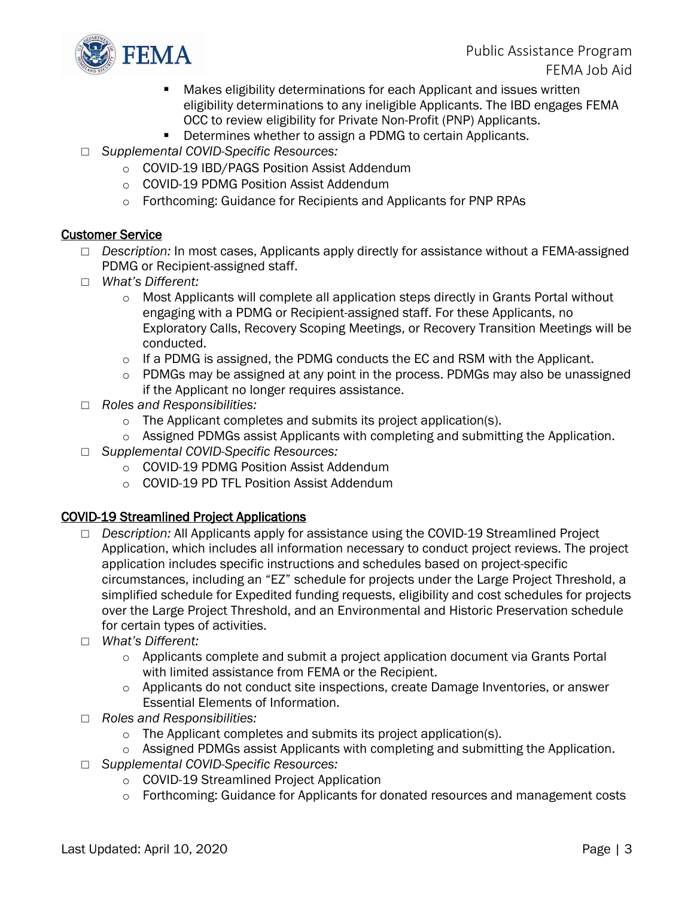- Makes eligibility determinations for each Applicant and issues written eligibility determinations to any ineligible Applicants. The IBD engages FEMA OCC to review eligibility for Private Non-Profit (PNP) Applicants.
        - Determines whether to assign a PDMG to certain Applicants.
- *Supplemental COVID-Specific Resources:*
    - COVID-19 IBD/PAGS Position Assist Addendum
    - COVID-19 PDMG Position Assist Addendum
    - Forthcoming: Guidance for Recipients and Applicants for PNP RPAs

## Customer Service

- *Description:* In most cases, Applicants apply directly for assistance without a FEMA-assigned PDMG or Recipient-assigned staff.
- *What's Different:*
    - Most Applicants will complete all application steps directly in Grants Portal without engaging with a PDMG or Recipient-assigned staff. For these Applicants, no Exploratory Calls, Recovery Scoping Meetings, or Recovery Transition Meetings will be conducted.
    - If a PDMG is assigned, the PDMG conducts the EC and RSM with the Applicant.
    - PDMGs may be assigned at any point in the process. PDMGs may also be unassigned if the Applicant no longer requires assistance.
- *Roles and Responsibilities:*
    - The Applicant completes and submits its project application(s).
    - Assigned PDMGs assist Applicants with completing and submitting the Application.
- *Supplemental COVID-Specific Resources:*
    - COVID-19 PDMG Position Assist Addendum
    - COVID-19 PD TFL Position Assist Addendum

## COVID-19 Streamlined Project Applications

- *Description:* All Applicants apply for assistance using the COVID-19 Streamlined Project Application, which includes all information necessary to conduct project reviews. The project application includes specific instructions and schedules based on project-specific circumstances, including an "EZ" schedule for projects under the Large Project Threshold, a simplified schedule for Expedited funding requests, eligibility and cost schedules for projects over the Large Project Threshold, and an Environmental and Historic Preservation schedule for certain types of activities.
- *What's Different:*
    - Applicants complete and submit a project application document via Grants Portal with limited assistance from FEMA or the Recipient.
    - Applicants do not conduct site inspections, create Damage Inventories, or answer Essential Elements of Information.
- *Roles and Responsibilities:*
    - The Applicant completes and submits its project application(s).
    - Assigned PDMGs assist Applicants with completing and submitting the Application.
- *Supplemental COVID-Specific Resources:*
    - COVID-19 Streamlined Project Application
    - Forthcoming: Guidance for Applicants for donated resources and management costs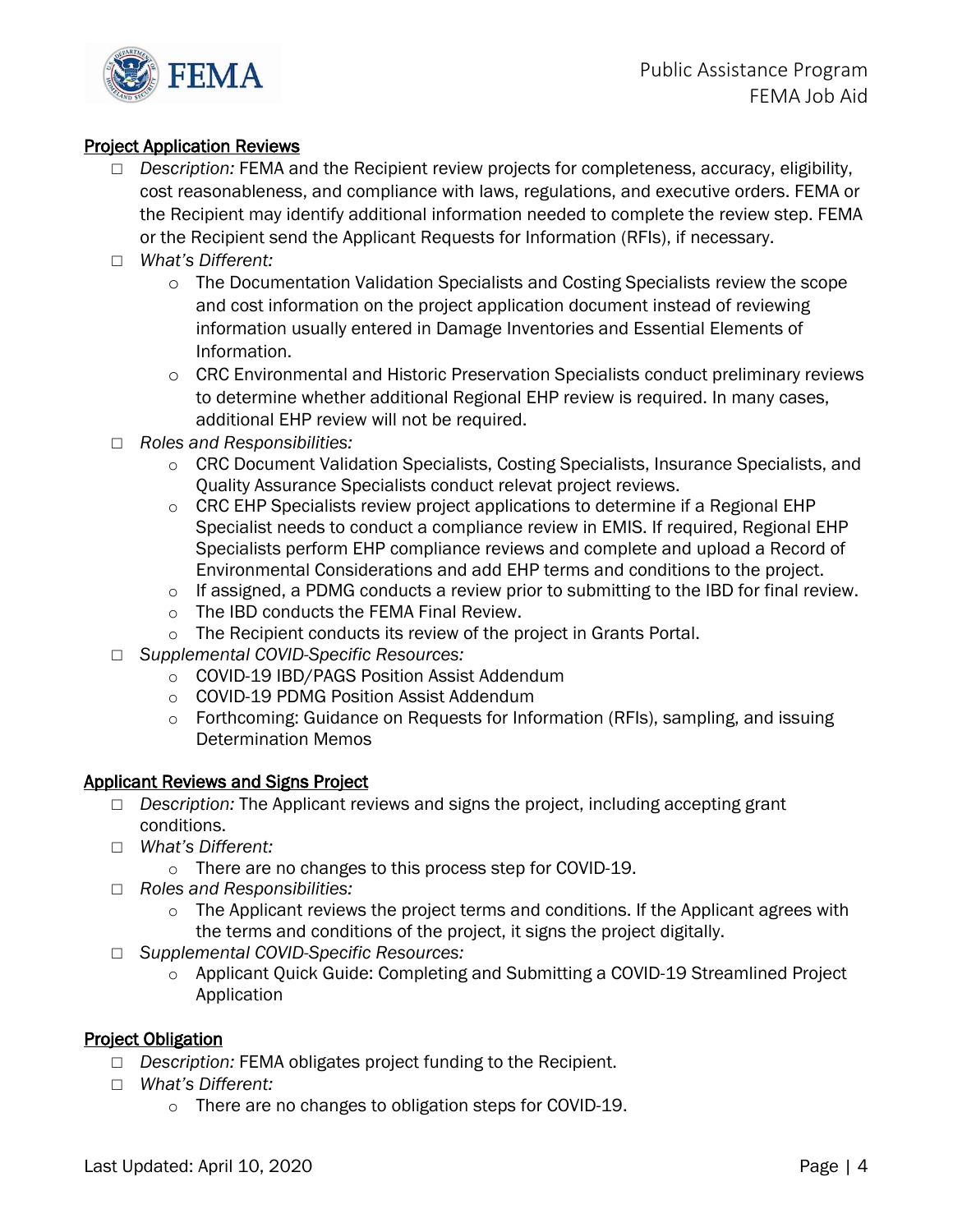## Project Application Reviews

- *Description:* FEMA and the Recipient review projects for completeness, accuracy, eligibility, cost reasonableness, and compliance with laws, regulations, and executive orders. FEMA or the Recipient may identify additional information needed to complete the review step. FEMA or the Recipient send the Applicant Requests for Information (RFIs), if necessary.
- *What's Different:*
  - The Documentation Validation Specialists and Costing Specialists review the scope and cost information on the project application document instead of reviewing information usually entered in Damage Inventories and Essential Elements of Information.
  - CRC Environmental and Historic Preservation Specialists conduct preliminary reviews to determine whether additional Regional EHP review is required. In many cases, additional EHP review will not be required.
- *Roles and Responsibilities:*
  - CRC Document Validation Specialists, Costing Specialists, Insurance Specialists, and Quality Assurance Specialists conduct relevat project reviews.
  - CRC EHP Specialists review project applications to determine if a Regional EHP Specialist needs to conduct a compliance review in EMIS. If required, Regional EHP Specialists perform EHP compliance reviews and complete and upload a Record of Environmental Considerations and add EHP terms and conditions to the project.
  - If assigned, a PDMG conducts a review prior to submitting to the IBD for final review.
  - The IBD conducts the FEMA Final Review.
  - The Recipient conducts its review of the project in Grants Portal.
- *Supplemental COVID-Specific Resources:*
  - COVID-19 IBD/PAGS Position Assist Addendum
  - COVID-19 PDMG Position Assist Addendum
  - Forthcoming: Guidance on Requests for Information (RFIs), sampling, and issuing Determination Memos

## Applicant Reviews and Signs Project

- *Description:* The Applicant reviews and signs the project, including accepting grant conditions.
- *What's Different:*
  - There are no changes to this process step for COVID-19.
- *Roles and Responsibilities:*
  - The Applicant reviews the project terms and conditions. If the Applicant agrees with the terms and conditions of the project, it signs the project digitally.
- *Supplemental COVID-Specific Resources:*
  - Applicant Quick Guide: Completing and Submitting a COVID-19 Streamlined Project Application

## Project Obligation

- *Description:* FEMA obligates project funding to the Recipient.
- *What's Different:*
  - There are no changes to obligation steps for COVID-19.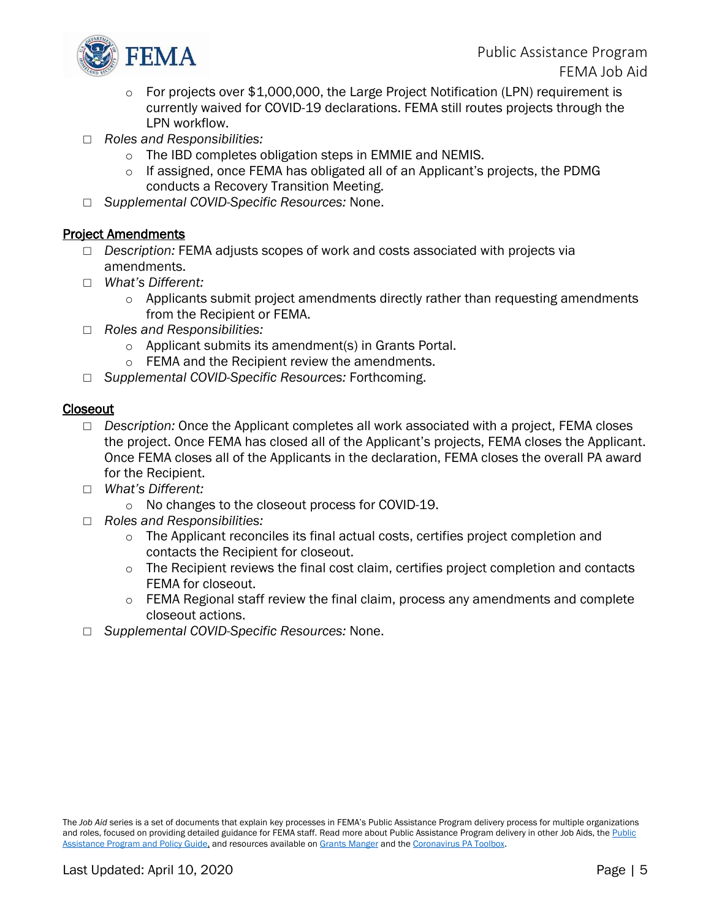- For projects over $1,000,000, the Large Project Notification (LPN) requirement is currently waived for COVID-19 declarations. FEMA still routes projects through the LPN workflow.

- *Roles and Responsibilities:*
  - The IBD completes obligation steps in EMMIE and NEMIS.
  - If assigned, once FEMA has obligated all of an Applicant's projects, the PDMG conducts a Recovery Transition Meeting.
- *Supplemental COVID-Specific Resources:* None.

## Project Amendments

- *Description:* FEMA adjusts scopes of work and costs associated with projects via amendments.
- *What's Different:*
  - Applicants submit project amendments directly rather than requesting amendments from the Recipient or FEMA.
- *Roles and Responsibilities:*
  - Applicant submits its amendment(s) in Grants Portal.
  - FEMA and the Recipient review the amendments.
- *Supplemental COVID-Specific Resources:* Forthcoming.

## Closeout

- *Description:* Once the Applicant completes all work associated with a project, FEMA closes the project. Once FEMA has closed all of the Applicant's projects, FEMA closes the Applicant. Once FEMA closes all of the Applicants in the declaration, FEMA closes the overall PA award for the Recipient.
- *What's Different:*
  - No changes to the closeout process for COVID-19.
- *Roles and Responsibilities:*
  - The Applicant reconciles its final actual costs, certifies project completion and contacts the Recipient for closeout.
  - The Recipient reviews the final cost claim, certifies project completion and contacts FEMA for closeout.
  - FEMA Regional staff review the final claim, process any amendments and complete closeout actions.
- *Supplemental COVID-Specific Resources:* None.

The *Job Aid* series is a set of documents that explain key processes in FEMA's Public Assistance Program delivery process for multiple organizations and roles, focused on providing detailed guidance for FEMA staff. Read more about Public Assistance Program delivery in other Job Aids, the Public Assistance Program and Policy Guide, and resources available on Grants Manger and the Coronavirus PA Toolbox.

Last Updated: April 10, 2020